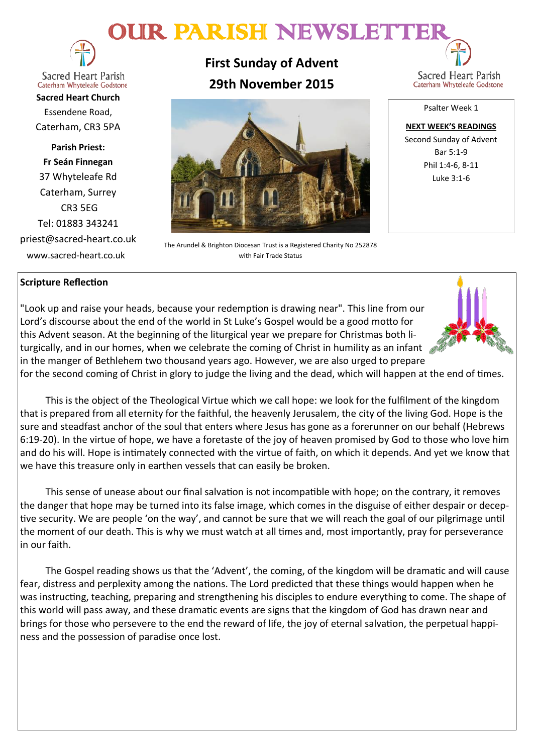# OUR PARISH NEWSLETTER

Sacred Heart Parish
Caterham Whyteleafe Godstone

**Sacred Heart Church**
Essendene Road,
Caterham, CR3 5PA

**Parish Priest:**
**Fr Seán Finnegan**
37 Whyteleafe Rd
Caterham, Surrey
CR3 5EG
Tel: 01883 343241
priest@sacred-heart.co.uk
www.sacred-heart.co.uk

## First Sunday of Advent
## 29th November 2015

The Arundel & Brighton Diocesan Trust is a Registered Charity No 252878 with Fair Trade Status

Psalter Week 1

**NEXT WEEK'S READINGS**
Second Sunday of Advent
Bar 5:1-9
Phil 1:4-6, 8-11
Luke 3:1-6

### Scripture Reflection

"Look up and raise your heads, because your redemption is drawing near". This line from our Lord's discourse about the end of the world in St Luke's Gospel would be a good motto for this Advent season. At the beginning of the liturgical year we prepare for Christmas both liturgically, and in our homes, when we celebrate the coming of Christ in humility as an infant in the manger of Bethlehem two thousand years ago. However, we are also urged to prepare for the second coming of Christ in glory to judge the living and the dead, which will happen at the end of times.

This is the object of the Theological Virtue which we call hope: we look for the fulfilment of the kingdom that is prepared from all eternity for the faithful, the heavenly Jerusalem, the city of the living God. Hope is the sure and steadfast anchor of the soul that enters where Jesus has gone as a forerunner on our behalf (Hebrews 6:19-20). In the virtue of hope, we have a foretaste of the joy of heaven promised by God to those who love him and do his will. Hope is intimately connected with the virtue of faith, on which it depends. And yet we know that we have this treasure only in earthen vessels that can easily be broken.

This sense of unease about our final salvation is not incompatible with hope; on the contrary, it removes the danger that hope may be turned into its false image, which comes in the disguise of either despair or deceptive security. We are people 'on the way', and cannot be sure that we will reach the goal of our pilgrimage until the moment of our death. This is why we must watch at all times and, most importantly, pray for perseverance in our faith.

The Gospel reading shows us that the 'Advent', the coming, of the kingdom will be dramatic and will cause fear, distress and perplexity among the nations. The Lord predicted that these things would happen when he was instructing, teaching, preparing and strengthening his disciples to endure everything to come. The shape of this world will pass away, and these dramatic events are signs that the kingdom of God has drawn near and brings for those who persevere to the end the reward of life, the joy of eternal salvation, the perpetual happiness and the possession of paradise once lost.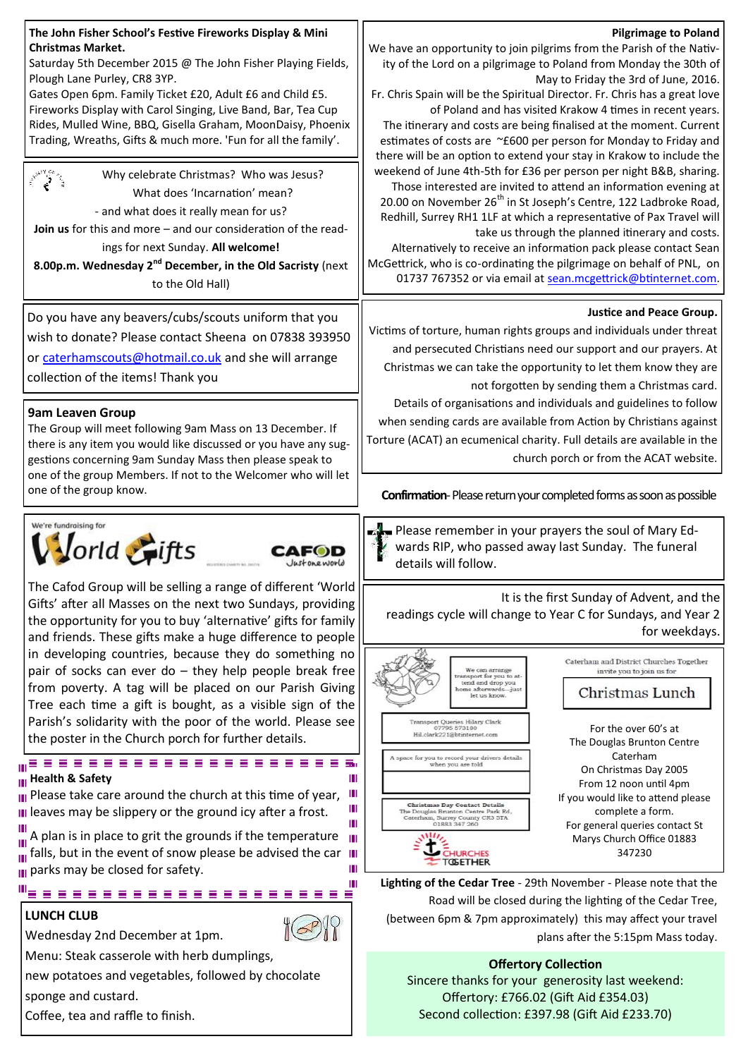**The John Fisher School's Festive Fireworks Display & Mini Christmas Market.**

Saturday 5th December 2015 @ The John Fisher Playing Fields, Plough Lane Purley, CR8 3YP.
Gates Open 6pm. Family Ticket £20, Adult £6 and Child £5. Fireworks Display with Carol Singing, Live Band, Bar, Tea Cup Rides, Mulled Wine, BBQ, Gisella Graham, MoonDaisy, Phoenix Trading, Wreaths, Gifts & much more. 'Fun for all the family'.

Why celebrate Christmas? Who was Jesus?
What does 'Incarnation' mean?
- and what does it really mean for us?
**Join us** for this and more – and our consideration of the readings for next Sunday. **All welcome!**
**8.00p.m. Wednesday 2nd December, in the Old Sacristy** (next to the Old Hall)

Do you have any beavers/cubs/scouts uniform that you wish to donate? Please contact Sheena on 07838 393950 or caterhamscouts@hotmail.co.uk and she will arrange collection of the items! Thank you

**9am Leaven Group**

The Group will meet following 9am Mass on 13 December. If there is any item you would like discussed or you have any suggestions concerning 9am Sunday Mass then please speak to one of the group Members. If not to the Welcomer who will let one of the group know.

We're fundraising for World Gifts — CAFOD Just one world

The Cafod Group will be selling a range of different 'World Gifts' after all Masses on the next two Sundays, providing the opportunity for you to buy 'alternative' gifts for family and friends. These gifts make a huge difference to people in developing countries, because they do something no pair of socks can ever do – they help people break free from poverty. A tag will be placed on our Parish Giving Tree each time a gift is bought, as a visible sign of the Parish's solidarity with the poor of the world. Please see the poster in the Church porch for further details.

**Health & Safety**

Please take care around the church at this time of year, leaves may be slippery or the ground icy after a frost.

A plan is in place to grit the grounds if the temperature falls, but in the event of snow please be advised the car parks may be closed for safety.

**LUNCH CLUB**

Wednesday 2nd December at 1pm.
Menu: Steak casserole with herb dumplings, new potatoes and vegetables, followed by chocolate sponge and custard.
Coffee, tea and raffle to finish.

**Pilgrimage to Poland**

We have an opportunity to join pilgrims from the Parish of the Nativity of the Lord on a pilgrimage to Poland from Monday the 30th of May to Friday the 3rd of June, 2016.
Fr. Chris Spain will be the Spiritual Director. Fr. Chris has a great love of Poland and has visited Krakow 4 times in recent years.
The itinerary and costs are being finalised at the moment. Current estimates of costs are ~£600 per person for Monday to Friday and there will be an option to extend your stay in Krakow to include the weekend of June 4th-5th for £36 per person per night B&B, sharing.
Those interested are invited to attend an information evening at 20.00 on November 26th in St Joseph's Centre, 122 Ladbroke Road, Redhill, Surrey RH1 1LF at which a representative of Pax Travel will take us through the planned itinerary and costs.
Alternatively to receive an information pack please contact Sean McGettrick, who is co-ordinating the pilgrimage on behalf of PNL, on 01737 767352 or via email at sean.mcgettrick@btinternet.com.

**Justice and Peace Group.**

Victims of torture, human rights groups and individuals under threat and persecuted Christians need our support and our prayers. At Christmas we can take the opportunity to let them know they are not forgotten by sending them a Christmas card.
Details of organisations and individuals and guidelines to follow when sending cards are available from Action by Christians against Torture (ACAT) an ecumenical charity. Full details are available in the church porch or from the ACAT website.

**Confirmation**- Please return your completed forms as soon as possible

Please remember in your prayers the soul of Mary Edwards RIP, who passed away last Sunday. The funeral details will follow.

It is the first Sunday of Advent, and the readings cycle will change to Year C for Sundays, and Year 2 for weekdays.

We can arrange transport for you to attend and drop you home afterwards—just let us know.

Transport Queries Hilary Clark 07795 573180 Hil.clark221@btinternet.com

A space for you to record your drivers details when you are told

Christmas Day Contact Details: The Douglas Brunton Centre Park Rd, Caterham, Surrey County CR3 5TA 01883 347 260

Churches Together

Caterham and District Churches Together invite you to join us for

**Christmas Lunch**

For the over 60's at
The Douglas Brunton Centre
Caterham
On Christmas Day 2005
From 12 noon until 4pm
If you would like to attend please complete a form.
For general queries contact St Marys Church Office 01883 347230

**Lighting of the Cedar Tree** - 29th November - Please note that the Road will be closed during the lighting of the Cedar Tree, (between 6pm & 7pm approximately) this may affect your travel plans after the 5:15pm Mass today.

**Offertory Collection**

Sincere thanks for your generosity last weekend:
Offertory: £766.02 (Gift Aid £354.03)
Second collection: £397.98 (Gift Aid £233.70)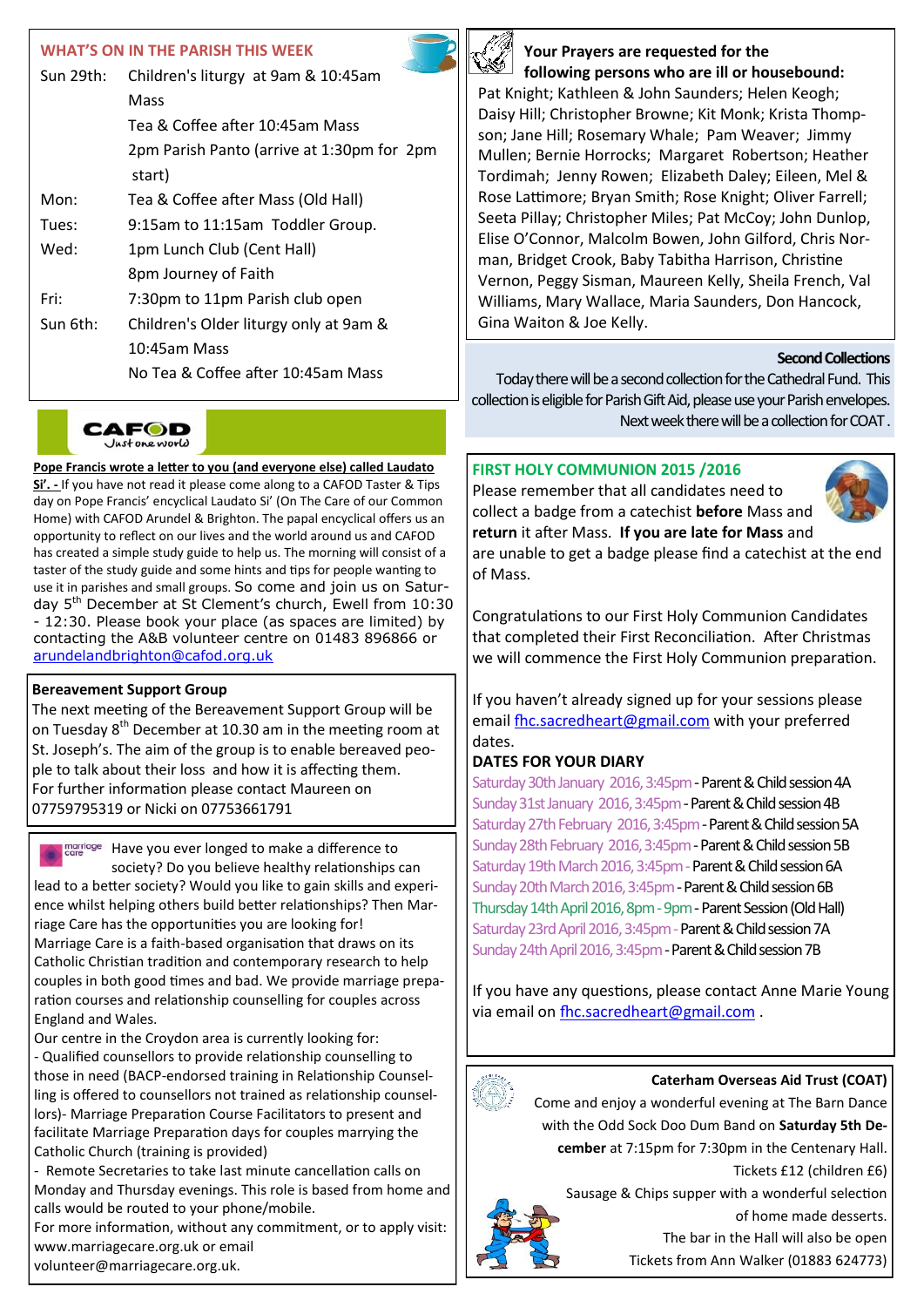## WHAT'S ON IN THE PARISH THIS WEEK

| | |
|---|---|
| Sun 29th: | Children's liturgy at 9am & 10:45am Mass |
| | Tea & Coffee after 10:45am Mass |
| | 2pm Parish Panto (arrive at 1:30pm for 2pm start) |
| Mon: | Tea & Coffee after Mass (Old Hall) |
| Tues: | 9:15am to 11:15am Toddler Group. |
| Wed: | 1pm Lunch Club (Cent Hall) |
| | 8pm Journey of Faith |
| Fri: | 7:30pm to 11pm Parish club open |
| Sun 6th: | Children's Older liturgy only at 9am & 10:45am Mass |
| | No Tea & Coffee after 10:45am Mass |

**CAFOD** *Just one world*

**Pope Francis wrote a letter to you (and everyone else) called Laudato Si'. -** If you have not read it please come along to a CAFOD Taster & Tips day on Pope Francis' encyclical Laudato Si' (On The Care of our Common Home) with CAFOD Arundel & Brighton. The papal encyclical offers us an opportunity to reflect on our lives and the world around us and CAFOD has created a simple study guide to help us. The morning will consist of a taster of the study guide and some hints and tips for people wanting to use it in parishes and small groups. So come and join us on Saturday 5th December at St Clement's church, Ewell from 10:30 - 12:30. Please book your place (as spaces are limited) by contacting the A&B volunteer centre on 01483 896866 or arundelandbrighton@cafod.org.uk

### Bereavement Support Group

The next meeting of the Bereavement Support Group will be on Tuesday 8th December at 10.30 am in the meeting room at St. Joseph's. The aim of the group is to enable bereaved people to talk about their loss and how it is affecting them. For further information please contact Maureen on 07759795319 or Nicki on 07753661791

Have you ever longed to make a difference to society? Do you believe healthy relationships can lead to a better society? Would you like to gain skills and experience whilst helping others build better relationships? Then Marriage Care has the opportunities you are looking for!

Marriage Care is a faith-based organisation that draws on its Catholic Christian tradition and contemporary research to help couples in both good times and bad. We provide marriage preparation courses and relationship counselling for couples across England and Wales.

Our centre in the Croydon area is currently looking for:

- Qualified counsellors to provide relationship counselling to those in need (BACP-endorsed training in Relationship Counselling is offered to counsellors not trained as relationship counsellors)- Marriage Preparation Course Facilitators to present and facilitate Marriage Preparation days for couples marrying the Catholic Church (training is provided)
- Remote Secretaries to take last minute cancellation calls on Monday and Thursday evenings. This role is based from home and calls would be routed to your phone/mobile.

For more information, without any commitment, or to apply visit: www.marriagecare.org.uk or email volunteer@marriagecare.org.uk.

### Your Prayers are requested for the following persons who are ill or housebound:

Pat Knight; Kathleen & John Saunders; Helen Keogh; Daisy Hill; Christopher Browne; Kit Monk; Krista Thompson; Jane Hill; Rosemary Whale; Pam Weaver; Jimmy Mullen; Bernie Horrocks; Margaret Robertson; Heather Tordimah; Jenny Rowen; Elizabeth Daley; Eileen, Mel & Rose Lattimore; Bryan Smith; Rose Knight; Oliver Farrell; Seeta Pillay; Christopher Miles; Pat McCoy; John Dunlop, Elise O'Connor, Malcolm Bowen, John Gilford, Chris Norman, Bridget Crook, Baby Tabitha Harrison, Christine Vernon, Peggy Sisman, Maureen Kelly, Sheila French, Val Williams, Mary Wallace, Maria Saunders, Don Hancock, Gina Waiton & Joe Kelly.

### Second Collections

Today there will be a second collection for the Cathedral Fund. This collection is eligible for Parish Gift Aid, please use your Parish envelopes. Next week there will be a collection for COAT.

## FIRST HOLY COMMUNION 2015 /2016

Please remember that all candidates need to collect a badge from a catechist **before** Mass and **return** it after Mass. **If you are late for Mass** and are unable to get a badge please find a catechist at the end of Mass.

Congratulations to our First Holy Communion Candidates that completed their First Reconciliation. After Christmas we will commence the First Holy Communion preparation.

If you haven't already signed up for your sessions please email fhc.sacredheart@gmail.com with your preferred dates.

**DATES FOR YOUR DIARY**

- Saturday 30th January 2016, 3:45pm - Parent & Child session 4A
- Sunday 31st January 2016, 3:45pm - Parent & Child session 4B
- Saturday 27th February 2016, 3:45pm - Parent & Child session 5A
- Sunday 28th February 2016, 3:45pm - Parent & Child session 5B
- Saturday 19th March 2016, 3:45pm - Parent & Child session 6A
- Sunday 20th March 2016, 3:45pm - Parent & Child session 6B
- Thursday 14th April 2016, 8pm - 9pm - Parent Session (Old Hall)
- Saturday 23rd April 2016, 3:45pm - Parent & Child session 7A
- Sunday 24th April 2016, 3:45pm - Parent & Child session 7B

If you have any questions, please contact Anne Marie Young via email on fhc.sacredheart@gmail.com .

### Caterham Overseas Aid Trust (COAT)

Come and enjoy a wonderful evening at The Barn Dance with the Odd Sock Doo Dum Band on **Saturday 5th December** at 7:15pm for 7:30pm in the Centenary Hall. Tickets £12 (children £6)

Sausage & Chips supper with a wonderful selection of home made desserts.

The bar in the Hall will also be open

Tickets from Ann Walker (01883 624773)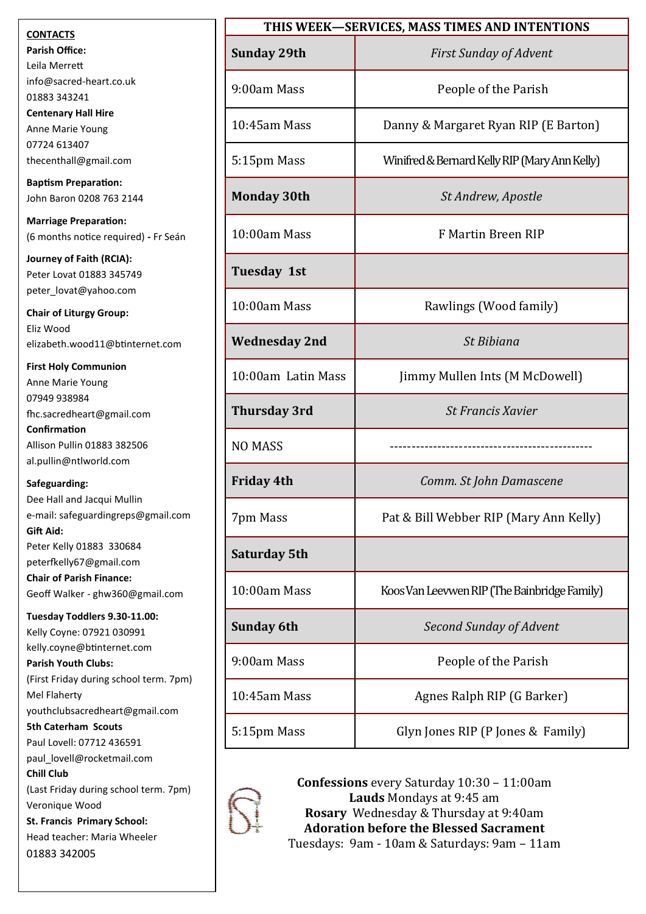**CONTACTS**

**Parish Office:**
Leila Merrett
info@sacred-heart.co.uk
01883 343241

**Centenary Hall Hire**
Anne Marie Young
07724 613407
thecenthall@gmail.com

**Baptism Preparation:**
John Baron 0208 763 2144

**Marriage Preparation:**
(6 months notice required) **-** Fr Seán

**Journey of Faith (RCIA):**
Peter Lovat 01883 345749
peter_lovat@yahoo.com

**Chair of Liturgy Group:**
Eliz Wood
elizabeth.wood11@btinternet.com

**First Holy Communion**
Anne Marie Young
07949 938984
fhc.sacredheart@gmail.com

**Confirmation**
Allison Pullin 01883 382506
al.pullin@ntlworld.com

**Safeguarding:**
Dee Hall and Jacqui Mullin
e-mail: safeguardingreps@gmail.com

**Gift Aid:**
Peter Kelly 01883 330684
peterfkelly67@gmail.com

**Chair of Parish Finance:**
Geoff Walker - ghw360@gmail.com

**Tuesday Toddlers 9.30-11.00:**
Kelly Coyne: 07921 030991
kelly.coyne@btinternet.com

**Parish Youth Clubs:**
(First Friday during school term. 7pm)
Mel Flaherty
youthclubsacredheart@gmail.com

**5th Caterham Scouts**
Paul Lovell: 07712 436591
paul_lovell@rocketmail.com

**Chill Club**
(Last Friday during school term. 7pm)
Veronique Wood

**St. Francis Primary School:**
Head teacher: Maria Wheeler
01883 342005

| THIS WEEK—SERVICES, MASS TIMES AND INTENTIONS | |
|---|---|
| **Sunday 29th** | *First Sunday of Advent* |
| 9:00am Mass | People of the Parish |
| 10:45am Mass | Danny & Margaret Ryan RIP (E Barton) |
| 5:15pm Mass | Winifred & Bernard Kelly RIP (Mary Ann Kelly) |
| **Monday 30th** | *St Andrew, Apostle* |
| 10:00am Mass | F Martin Breen RIP |
| **Tuesday 1st** | |
| 10:00am Mass | Rawlings (Wood family) |
| **Wednesday 2nd** | *St Bibiana* |
| 10:00am Latin Mass | Jimmy Mullen Ints (M McDowell) |
| **Thursday 3rd** | *St Francis Xavier* |
| NO MASS | ---------------------------------------------- |
| **Friday 4th** | *Comm. St John Damascene* |
| 7pm Mass | Pat & Bill Webber RIP (Mary Ann Kelly) |
| **Saturday 5th** | |
| 10:00am Mass | Koos Van Leevwen RIP (The Bainbridge Family) |
| **Sunday 6th** | *Second Sunday of Advent* |
| 9:00am Mass | People of the Parish |
| 10:45am Mass | Agnes Ralph RIP (G Barker) |
| 5:15pm Mass | Glyn Jones RIP (P Jones & Family) |

**Confessions** every Saturday 10:30 – 11:00am
**Lauds** Mondays at 9:45 am
**Rosary** Wednesday & Thursday at 9:40am
**Adoration before the Blessed Sacrament**
Tuesdays: 9am - 10am & Saturdays: 9am – 11am